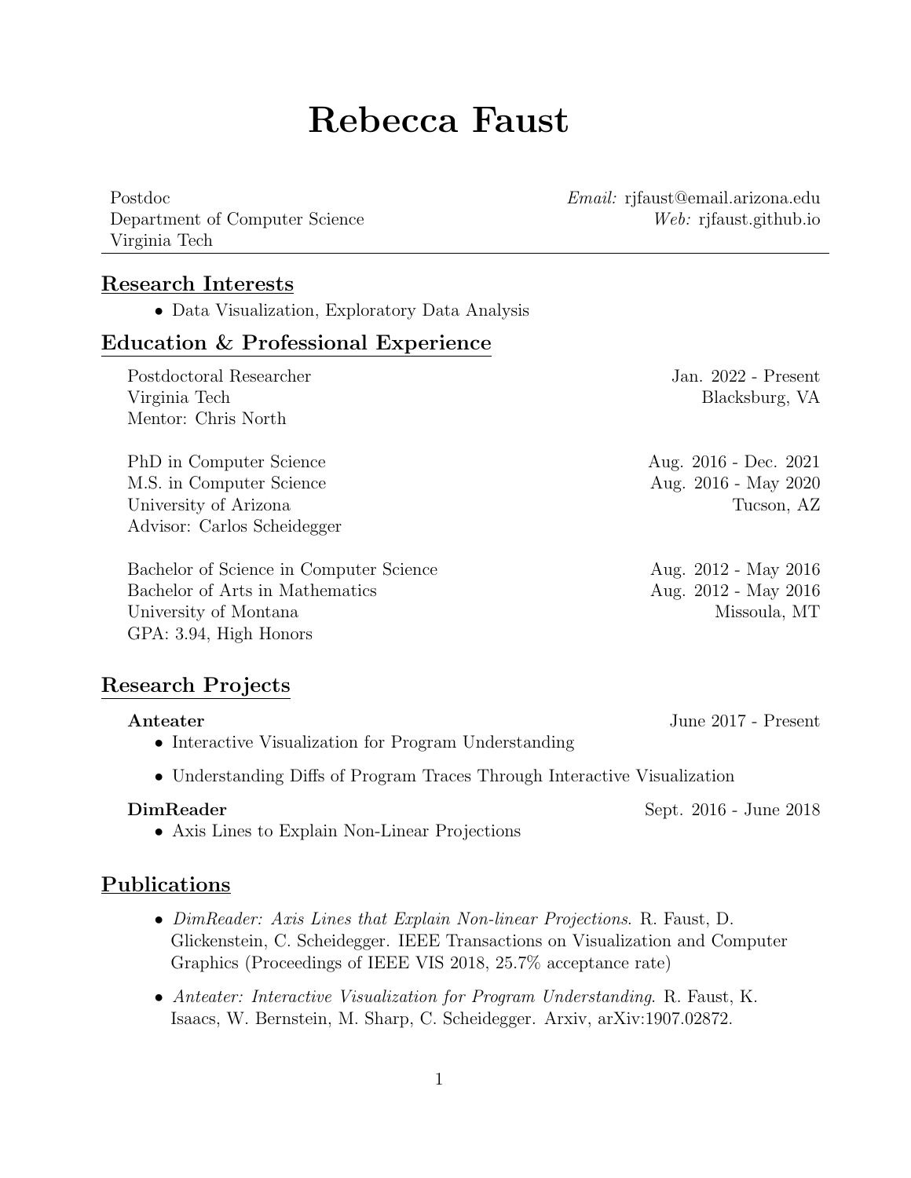# Rebecca Faust

Postdoc
Department of Computer Science
Virginia Tech

*Email:* rjfaust@email.arizona.edu
*Web:* rjfaust.github.io

## Research Interests

- Data Visualization, Exploratory Data Analysis

## Education & Professional Experience

Postdoctoral Researcher — Jan. 2022 - Present
Virginia Tech — Blacksburg, VA
Mentor: Chris North

PhD in Computer Science — Aug. 2016 - Dec. 2021
M.S. in Computer Science — Aug. 2016 - May 2020
University of Arizona — Tucson, AZ
Advisor: Carlos Scheidegger

Bachelor of Science in Computer Science — Aug. 2012 - May 2016
Bachelor of Arts in Mathematics — Aug. 2012 - May 2016
University of Montana — Missoula, MT
GPA: 3.94, High Honors

## Research Projects

**Anteater** — June 2017 - Present

- Interactive Visualization for Program Understanding
- Understanding Diffs of Program Traces Through Interactive Visualization

**DimReader** — Sept. 2016 - June 2018

- Axis Lines to Explain Non-Linear Projections

## Publications

- *DimReader: Axis Lines that Explain Non-linear Projections*. R. Faust, D. Glickenstein, C. Scheidegger. IEEE Transactions on Visualization and Computer Graphics (Proceedings of IEEE VIS 2018, 25.7% acceptance rate)
- *Anteater: Interactive Visualization for Program Understanding*. R. Faust, K. Isaacs, W. Bernstein, M. Sharp, C. Scheidegger. Arxiv, arXiv:1907.02872.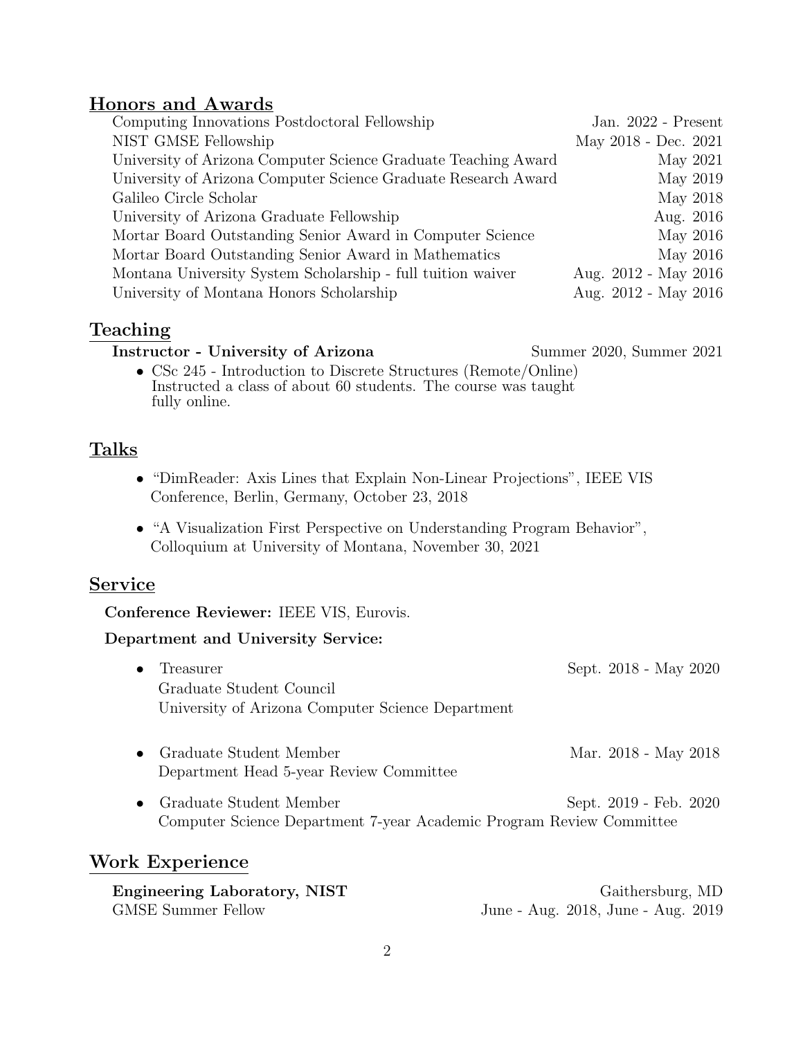## Honors and Awards

| | |
|---|---|
| Computing Innovations Postdoctoral Fellowship | Jan. 2022 - Present |
| NIST GMSE Fellowship | May 2018 - Dec. 2021 |
| University of Arizona Computer Science Graduate Teaching Award | May 2021 |
| University of Arizona Computer Science Graduate Research Award | May 2019 |
| Galileo Circle Scholar | May 2018 |
| University of Arizona Graduate Fellowship | Aug. 2016 |
| Mortar Board Outstanding Senior Award in Computer Science | May 2016 |
| Mortar Board Outstanding Senior Award in Mathematics | May 2016 |
| Montana University System Scholarship - full tuition waiver | Aug. 2012 - May 2016 |
| University of Montana Honors Scholarship | Aug. 2012 - May 2016 |

## Teaching

**Instructor - University of Arizona** — Summer 2020, Summer 2021

- CSc 245 - Introduction to Discrete Structures (Remote/Online)
  Instructed a class of about 60 students. The course was taught fully online.

## Talks

- "DimReader: Axis Lines that Explain Non-Linear Projections", IEEE VIS Conference, Berlin, Germany, October 23, 2018
- "A Visualization First Perspective on Understanding Program Behavior", Colloquium at University of Montana, November 30, 2021

## Service

**Conference Reviewer:** IEEE VIS, Eurovis.

**Department and University Service:**

- Treasurer — Sept. 2018 - May 2020
  Graduate Student Council
  University of Arizona Computer Science Department
- Graduate Student Member — Mar. 2018 - May 2018
  Department Head 5-year Review Committee
- Graduate Student Member — Sept. 2019 - Feb. 2020
  Computer Science Department 7-year Academic Program Review Committee

## Work Experience

**Engineering Laboratory, NIST** — Gaithersburg, MD
GMSE Summer Fellow — June - Aug. 2018, June - Aug. 2019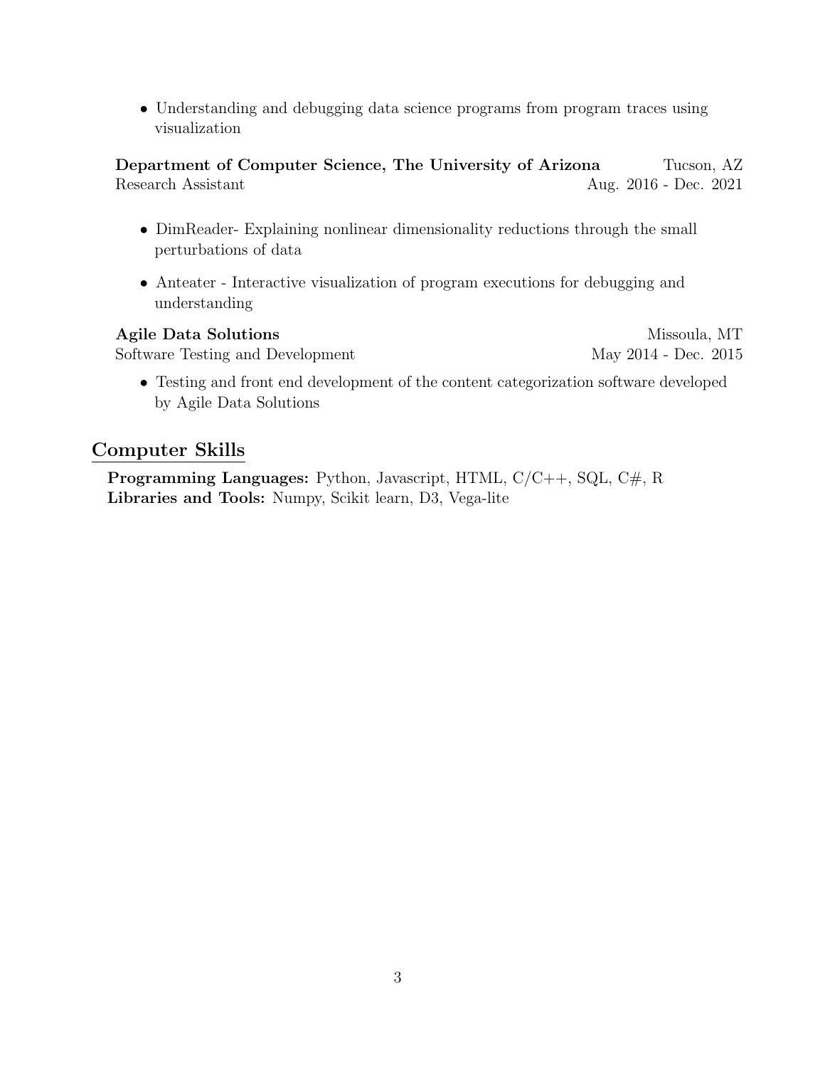- Understanding and debugging data science programs from program traces using visualization

**Department of Computer Science, The University of Arizona** — Tucson, AZ
Research Assistant — Aug. 2016 - Dec. 2021

- DimReader- Explaining nonlinear dimensionality reductions through the small perturbations of data
- Anteater - Interactive visualization of program executions for debugging and understanding

**Agile Data Solutions** — Missoula, MT
Software Testing and Development — May 2014 - Dec. 2015

- Testing and front end development of the content categorization software developed by Agile Data Solutions

## Computer Skills

**Programming Languages:** Python, Javascript, HTML, C/C++, SQL, C#, R
**Libraries and Tools:** Numpy, Scikit learn, D3, Vega-lite